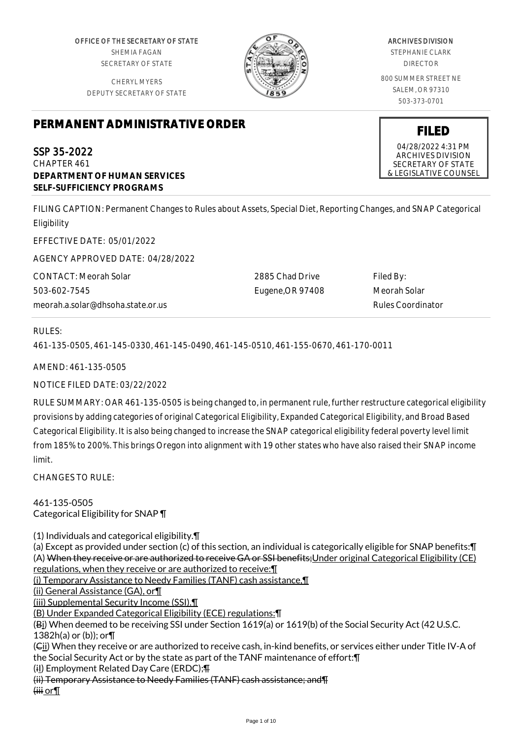OFFICE OF THE SECRETARY OF STATE
SHEMIA FAGAN
SECRETARY OF STATE

CHERYL MYERS
DEPUTY SECRETARY OF STATE

ARCHIVES DIVISION
STEPHANIE CLARK
DIRECTOR

800 SUMMER STREET NE
SALEM, OR 97310
503-373-0701

# PERMANENT ADMINISTRATIVE ORDER

**FILED**
04/28/2022 4:31 PM
ARCHIVES DIVISION
SECRETARY OF STATE
& LEGISLATIVE COUNSEL

## SSP 35-2022
CHAPTER 461
**DEPARTMENT OF HUMAN SERVICES**
**SELF-SUFFICIENCY PROGRAMS**

FILING CAPTION: Permanent Changes to Rules about Assets, Special Diet, Reporting Changes, and SNAP Categorical Eligibility

EFFECTIVE DATE: 05/01/2022

AGENCY APPROVED DATE: 04/28/2022

CONTACT: Meorah Solar
503-602-7545
meorah.a.solar@dhsoha.state.or.us

2885 Chad Drive
Eugene,OR 97408

Filed By:
Meorah Solar
Rules Coordinator

RULES:

461-135-0505, 461-145-0330, 461-145-0490, 461-145-0510, 461-155-0670, 461-170-0011

AMEND: 461-135-0505

NOTICE FILED DATE: 03/22/2022

RULE SUMMARY: OAR 461-135-0505 is being changed to, in permanent rule, further restructure categorical eligibility provisions by adding categories of original Categorical Eligibility, Expanded Categorical Eligibility, and Broad Based Categorical Eligibility. It is also being changed to increase the SNAP categorical eligibility federal poverty level limit from 185% to 200%. This brings Oregon into alignment with 19 other states who have also raised their SNAP income limit.

CHANGES TO RULE:

461-135-0505
Categorical Eligibility for SNAP ¶

(1) Individuals and categorical eligibility.¶
(a) Except as provided under section (c) of this section, an individual is categorically eligible for SNAP benefits:¶
(A) ~~When they receive or are authorized to receive GA or SSI benefits;~~Under original Categorical Eligibility (CE) regulations, when they receive or are authorized to receive:¶
(i) Temporary Assistance to Needy Families (TANF) cash assistance,¶
(ii) General Assistance (GA), or¶
(iii) Supplemental Security Income (SSI).¶
(B) Under Expanded Categorical Eligibility (ECE) regulations:¶
(~~B~~i) When deemed to be receiving SSI under Section 1619(a) or 1619(b) of the Social Security Act (42 U.S.C. 1382h(a) or (b)); or¶
(~~C~~ii) When they receive or are authorized to receive cash, in-kind benefits, or services either under Title IV-A of the Social Security Act or by the state as part of the TANF maintenance of effort:¶
(~~i~~I) Employment Related Day Care (ERDC);~~¶~~
~~(ii) Temporary Assistance to Needy Families (TANF) cash assistance; and¶~~
~~(iii~~ or¶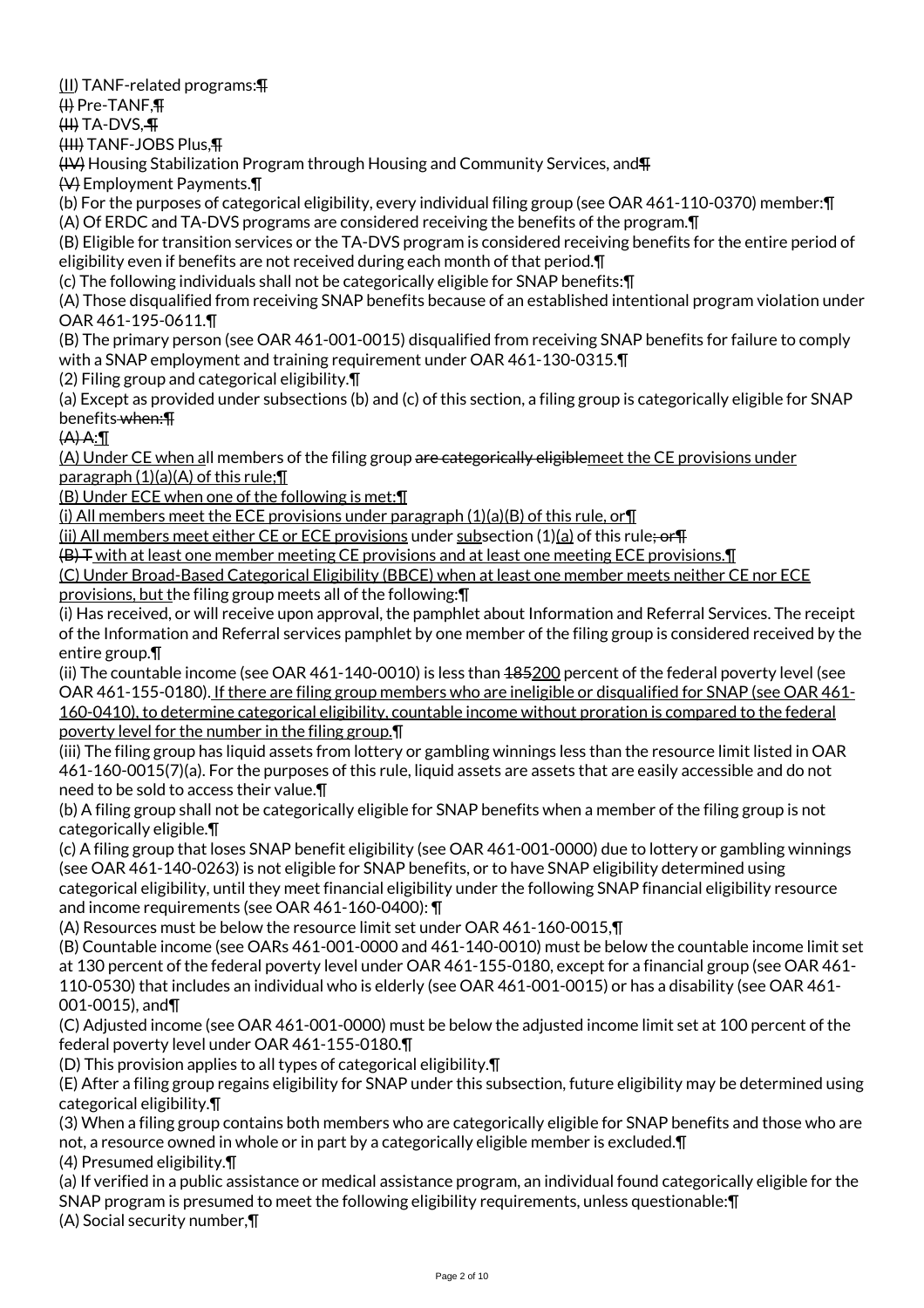(II) TANF-related programs:¶
(I) Pre-TANF,¶
(II) TA-DVS,¶
(III) TANF-JOBS Plus,¶
(IV) Housing Stabilization Program through Housing and Community Services, and¶
(V) Employment Payments.¶
(b) For the purposes of categorical eligibility, every individual filing group (see OAR 461-110-0370) member:¶
(A) Of ERDC and TA-DVS programs are considered receiving the benefits of the program.¶
(B) Eligible for transition services or the TA-DVS program is considered receiving benefits for the entire period of eligibility even if benefits are not received during each month of that period.¶
(c) The following individuals shall not be categorically eligible for SNAP benefits:¶
(A) Those disqualified from receiving SNAP benefits because of an established intentional program violation under OAR 461-195-0611.¶
(B) The primary person (see OAR 461-001-0015) disqualified from receiving SNAP benefits for failure to comply with a SNAP employment and training requirement under OAR 461-130-0315.¶
(2) Filing group and categorical eligibility.¶
(a) Except as provided under subsections (b) and (c) of this section, a filing group is categorically eligible for SNAP benefits when:¶
(A) A:¶
(A) Under CE when all members of the filing group are categorically eligiblemeet the CE provisions under paragraph (1)(a)(A) of this rule;¶
(B) Under ECE when one of the following is met:¶
(i) All members meet the ECE provisions under paragraph (1)(a)(B) of this rule, or¶
(ii) All members meet either CE or ECE provisions under subsection (1)(a) of this rule; or¶
(B) T with at least one member meeting CE provisions and at least one meeting ECE provisions.¶
(C) Under Broad-Based Categorical Eligibility (BBCE) when at least one member meets neither CE nor ECE provisions, but the filing group meets all of the following:¶
(i) Has received, or will receive upon approval, the pamphlet about Information and Referral Services. The receipt of the Information and Referral services pamphlet by one member of the filing group is considered received by the entire group.¶
(ii) The countable income (see OAR 461-140-0010) is less than 185200 percent of the federal poverty level (see OAR 461-155-0180). If there are filing group members who are ineligible or disqualified for SNAP (see OAR 461-160-0410), to determine categorical eligibility, countable income without proration is compared to the federal poverty level for the number in the filing group.¶
(iii) The filing group has liquid assets from lottery or gambling winnings less than the resource limit listed in OAR 461-160-0015(7)(a). For the purposes of this rule, liquid assets are assets that are easily accessible and do not need to be sold to access their value.¶
(b) A filing group shall not be categorically eligible for SNAP benefits when a member of the filing group is not categorically eligible.¶
(c) A filing group that loses SNAP benefit eligibility (see OAR 461-001-0000) due to lottery or gambling winnings (see OAR 461-140-0263) is not eligible for SNAP benefits, or to have SNAP eligibility determined using categorical eligibility, until they meet financial eligibility under the following SNAP financial eligibility resource and income requirements (see OAR 461-160-0400): ¶
(A) Resources must be below the resource limit set under OAR 461-160-0015,¶
(B) Countable income (see OARs 461-001-0000 and 461-140-0010) must be below the countable income limit set at 130 percent of the federal poverty level under OAR 461-155-0180, except for a financial group (see OAR 461-110-0530) that includes an individual who is elderly (see OAR 461-001-0015) or has a disability (see OAR 461-001-0015), and¶
(C) Adjusted income (see OAR 461-001-0000) must be below the adjusted income limit set at 100 percent of the federal poverty level under OAR 461-155-0180.¶
(D) This provision applies to all types of categorical eligibility.¶
(E) After a filing group regains eligibility for SNAP under this subsection, future eligibility may be determined using categorical eligibility.¶
(3) When a filing group contains both members who are categorically eligible for SNAP benefits and those who are not, a resource owned in whole or in part by a categorically eligible member is excluded.¶
(4) Presumed eligibility.¶
(a) If verified in a public assistance or medical assistance program, an individual found categorically eligible for the SNAP program is presumed to meet the following eligibility requirements, unless questionable:¶
(A) Social security number,¶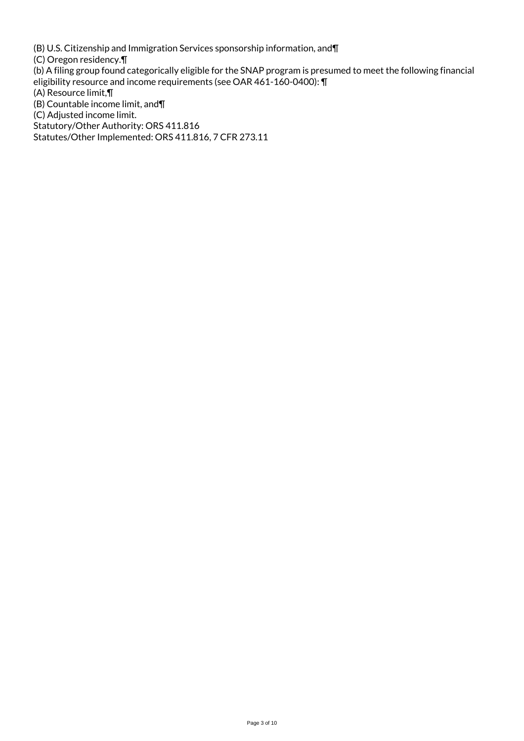(B) U.S. Citizenship and Immigration Services sponsorship information, and¶

(C) Oregon residency.¶

(b) A filing group found categorically eligible for the SNAP program is presumed to meet the following financial eligibility resource and income requirements (see OAR 461-160-0400): ¶

(A) Resource limit,¶

(B) Countable income limit, and¶

(C) Adjusted income limit.

Statutory/Other Authority: ORS 411.816

Statutes/Other Implemented: ORS 411.816, 7 CFR 273.11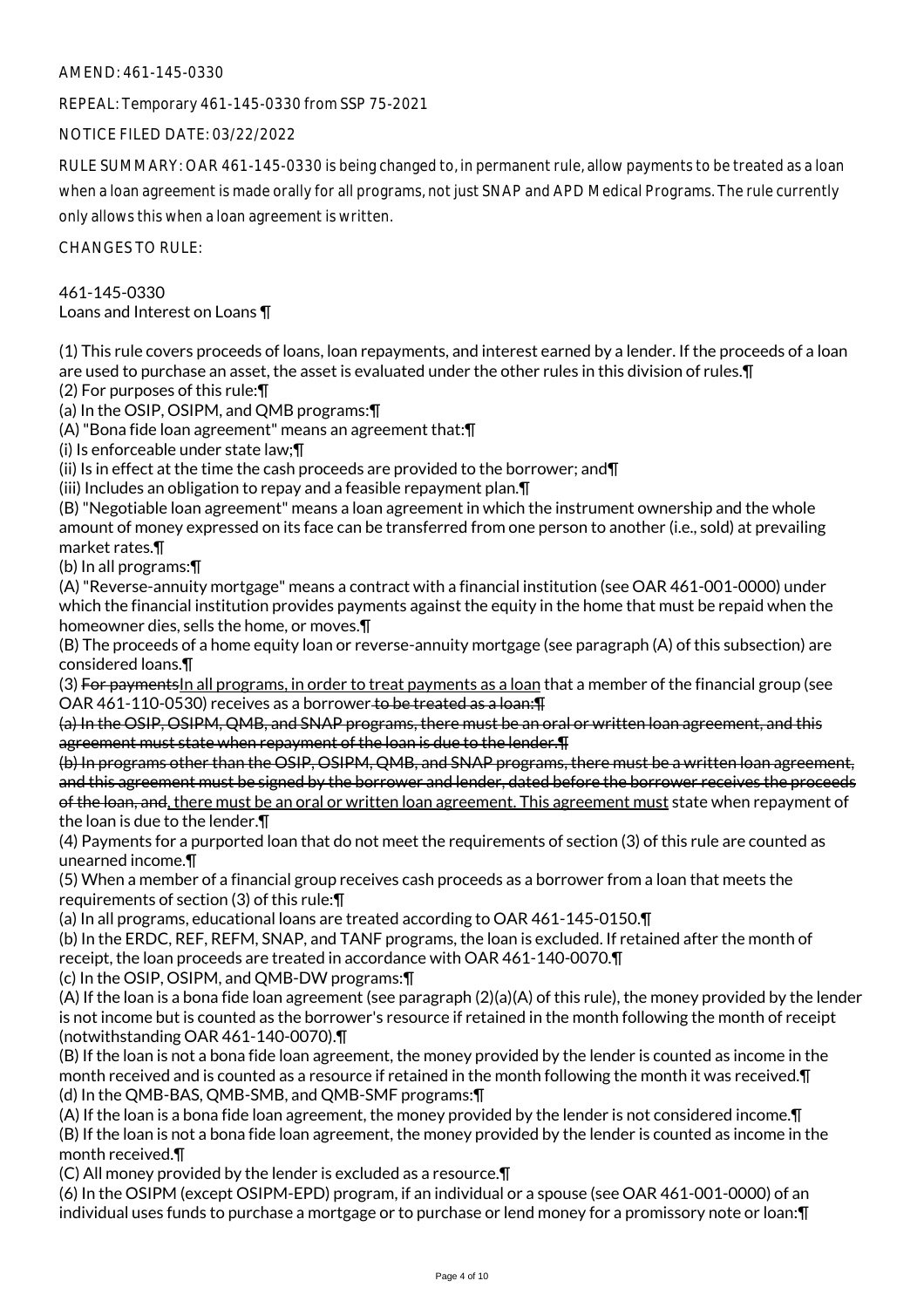AMEND: 461-145-0330

REPEAL: Temporary 461-145-0330 from SSP 75-2021

NOTICE FILED DATE: 03/22/2022

RULE SUMMARY: OAR 461-145-0330 is being changed to, in permanent rule, allow payments to be treated as a loan when a loan agreement is made orally for all programs, not just SNAP and APD Medical Programs. The rule currently only allows this when a loan agreement is written.

CHANGES TO RULE:

461-145-0330
Loans and Interest on Loans ¶

(1) This rule covers proceeds of loans, loan repayments, and interest earned by a lender. If the proceeds of a loan are used to purchase an asset, the asset is evaluated under the other rules in this division of rules.¶
(2) For purposes of this rule:¶
(a) In the OSIP, OSIPM, and QMB programs:¶
(A) "Bona fide loan agreement" means an agreement that:¶
(i) Is enforceable under state law;¶
(ii) Is in effect at the time the cash proceeds are provided to the borrower; and¶
(iii) Includes an obligation to repay and a feasible repayment plan.¶
(B) "Negotiable loan agreement" means a loan agreement in which the instrument ownership and the whole amount of money expressed on its face can be transferred from one person to another (i.e., sold) at prevailing market rates.¶
(b) In all programs:¶
(A) "Reverse-annuity mortgage" means a contract with a financial institution (see OAR 461-001-0000) under which the financial institution provides payments against the equity in the home that must be repaid when the homeowner dies, sells the home, or moves.¶
(B) The proceeds of a home equity loan or reverse-annuity mortgage (see paragraph (A) of this subsection) are considered loans.¶
(3) ~~For payments~~In all programs, in order to treat payments as a loan that a member of the financial group (see OAR 461-110-0530) receives as a borrower ~~to be treated as a loan:¶~~
~~(a) In the OSIP, OSIPM, QMB, and SNAP programs, there must be an oral or written loan agreement, and this agreement must state when repayment of the loan is due to the lender.¶~~
~~(b) In programs other than the OSIP, OSIPM, QMB, and SNAP programs, there must be a written loan agreement, and this agreement must be signed by the borrower and lender, dated before the borrower receives the proceeds of the loan, and~~, there must be an oral or written loan agreement. This agreement must state when repayment of the loan is due to the lender.¶
(4) Payments for a purported loan that do not meet the requirements of section (3) of this rule are counted as unearned income.¶
(5) When a member of a financial group receives cash proceeds as a borrower from a loan that meets the requirements of section (3) of this rule:¶
(a) In all programs, educational loans are treated according to OAR 461-145-0150.¶
(b) In the ERDC, REF, REFM, SNAP, and TANF programs, the loan is excluded. If retained after the month of receipt, the loan proceeds are treated in accordance with OAR 461-140-0070.¶
(c) In the OSIP, OSIPM, and QMB-DW programs:¶
(A) If the loan is a bona fide loan agreement (see paragraph (2)(a)(A) of this rule), the money provided by the lender is not income but is counted as the borrower's resource if retained in the month following the month of receipt (notwithstanding OAR 461-140-0070).¶
(B) If the loan is not a bona fide loan agreement, the money provided by the lender is counted as income in the month received and is counted as a resource if retained in the month following the month it was received.¶
(d) In the QMB-BAS, QMB-SMB, and QMB-SMF programs:¶
(A) If the loan is a bona fide loan agreement, the money provided by the lender is not considered income.¶
(B) If the loan is not a bona fide loan agreement, the money provided by the lender is counted as income in the month received.¶
(C) All money provided by the lender is excluded as a resource.¶
(6) In the OSIPM (except OSIPM-EPD) program, if an individual or a spouse (see OAR 461-001-0000) of an individual uses funds to purchase a mortgage or to purchase or lend money for a promissory note or loan:¶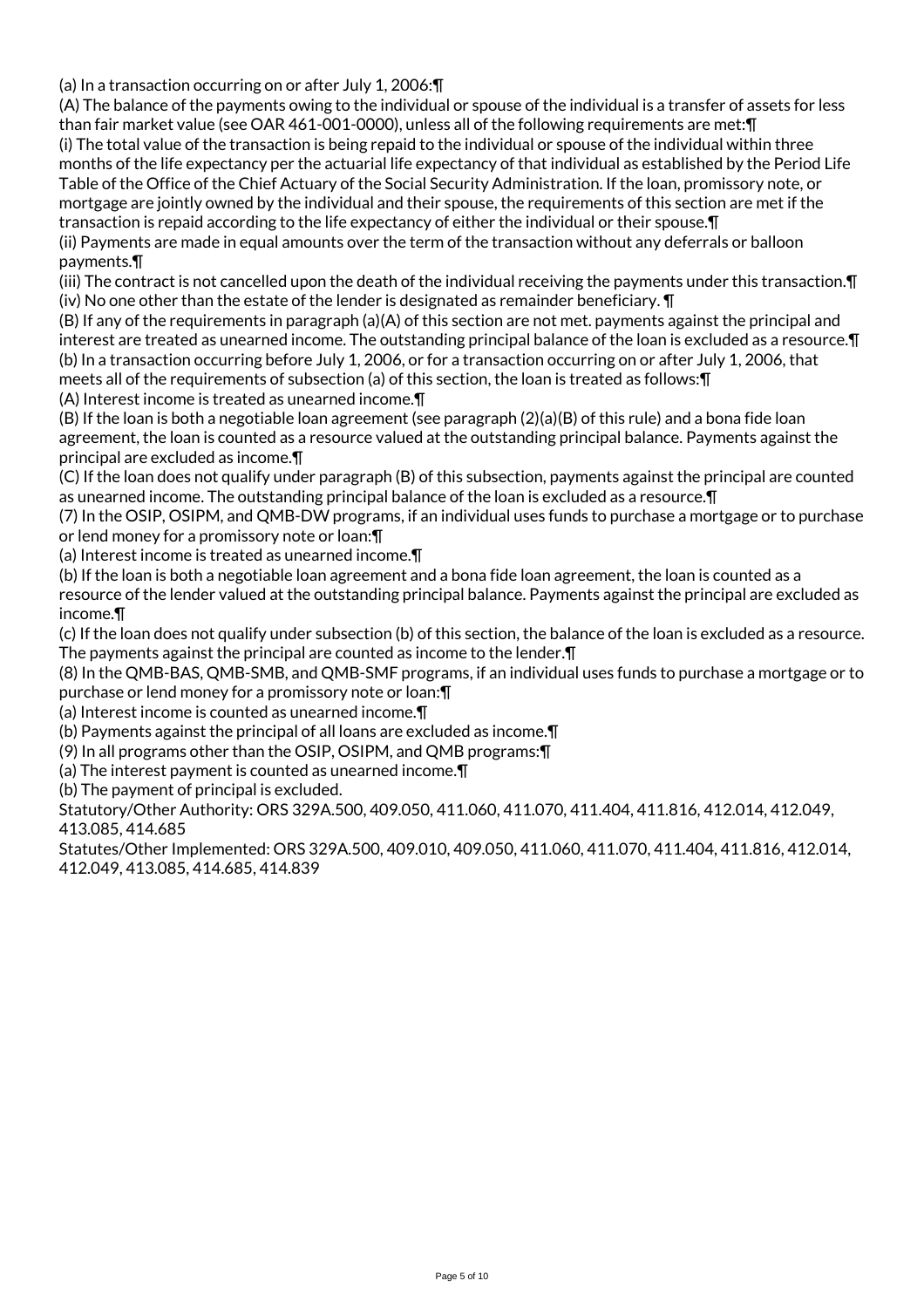(a) In a transaction occurring on or after July 1, 2006:¶

(A) The balance of the payments owing to the individual or spouse of the individual is a transfer of assets for less than fair market value (see OAR 461-001-0000), unless all of the following requirements are met:¶

(i) The total value of the transaction is being repaid to the individual or spouse of the individual within three months of the life expectancy per the actuarial life expectancy of that individual as established by the Period Life Table of the Office of the Chief Actuary of the Social Security Administration. If the loan, promissory note, or mortgage are jointly owned by the individual and their spouse, the requirements of this section are met if the transaction is repaid according to the life expectancy of either the individual or their spouse.¶

(ii) Payments are made in equal amounts over the term of the transaction without any deferrals or balloon payments.¶

(iii) The contract is not cancelled upon the death of the individual receiving the payments under this transaction.¶

(iv) No one other than the estate of the lender is designated as remainder beneficiary. ¶

(B) If any of the requirements in paragraph (a)(A) of this section are not met. payments against the principal and interest are treated as unearned income. The outstanding principal balance of the loan is excluded as a resource.¶

(b) In a transaction occurring before July 1, 2006, or for a transaction occurring on or after July 1, 2006, that meets all of the requirements of subsection (a) of this section, the loan is treated as follows:¶

(A) Interest income is treated as unearned income.¶

(B) If the loan is both a negotiable loan agreement (see paragraph (2)(a)(B) of this rule) and a bona fide loan agreement, the loan is counted as a resource valued at the outstanding principal balance. Payments against the principal are excluded as income.¶

(C) If the loan does not qualify under paragraph (B) of this subsection, payments against the principal are counted as unearned income. The outstanding principal balance of the loan is excluded as a resource.¶

(7) In the OSIP, OSIPM, and QMB-DW programs, if an individual uses funds to purchase a mortgage or to purchase or lend money for a promissory note or loan:¶

(a) Interest income is treated as unearned income.¶

(b) If the loan is both a negotiable loan agreement and a bona fide loan agreement, the loan is counted as a resource of the lender valued at the outstanding principal balance. Payments against the principal are excluded as income.¶

(c) If the loan does not qualify under subsection (b) of this section, the balance of the loan is excluded as a resource. The payments against the principal are counted as income to the lender.¶

(8) In the QMB-BAS, QMB-SMB, and QMB-SMF programs, if an individual uses funds to purchase a mortgage or to purchase or lend money for a promissory note or loan:¶

(a) Interest income is counted as unearned income.¶

(b) Payments against the principal of all loans are excluded as income.¶

(9) In all programs other than the OSIP, OSIPM, and QMB programs:¶

(a) The interest payment is counted as unearned income.¶

(b) The payment of principal is excluded.

Statutory/Other Authority: ORS 329A.500, 409.050, 411.060, 411.070, 411.404, 411.816, 412.014, 412.049, 413.085, 414.685

Statutes/Other Implemented: ORS 329A.500, 409.010, 409.050, 411.060, 411.070, 411.404, 411.816, 412.014, 412.049, 413.085, 414.685, 414.839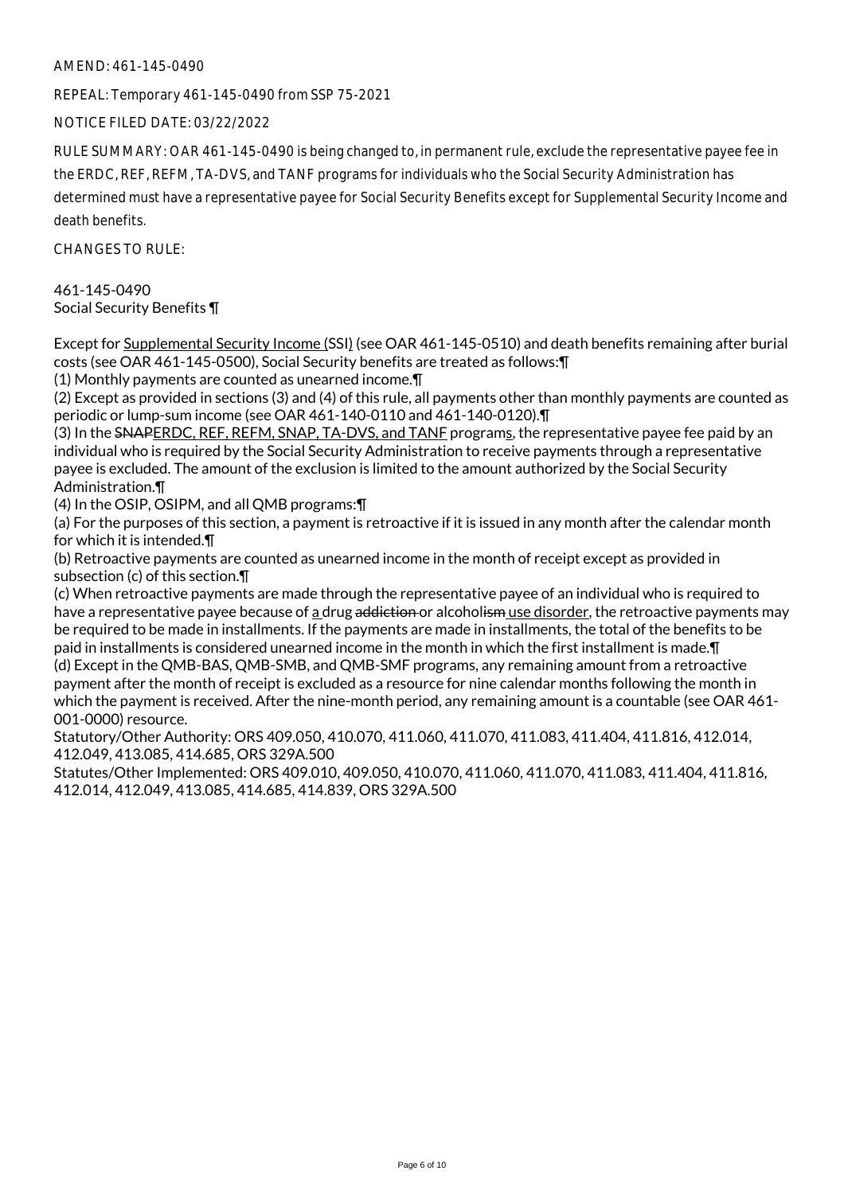AMEND: 461-145-0490

REPEAL: Temporary 461-145-0490 from SSP 75-2021

NOTICE FILED DATE: 03/22/2022

RULE SUMMARY: OAR 461-145-0490 is being changed to, in permanent rule, exclude the representative payee fee in the ERDC, REF, REFM, TA-DVS, and TANF programs for individuals who the Social Security Administration has determined must have a representative payee for Social Security Benefits except for Supplemental Security Income and death benefits.

CHANGES TO RULE:

461-145-0490
Social Security Benefits ¶

Except for Supplemental Security Income (SSI) (see OAR 461-145-0510) and death benefits remaining after burial costs (see OAR 461-145-0500), Social Security benefits are treated as follows:¶
(1) Monthly payments are counted as unearned income.¶
(2) Except as provided in sections (3) and (4) of this rule, all payments other than monthly payments are counted as periodic or lump-sum income (see OAR 461-140-0110 and 461-140-0120).¶
(3) In the ~~SNAP~~ERDC, REF, REFM, SNAP, TA-DVS, and TANF programs, the representative payee fee paid by an individual who is required by the Social Security Administration to receive payments through a representative payee is excluded. The amount of the exclusion is limited to the amount authorized by the Social Security Administration.¶
(4) In the OSIP, OSIPM, and all QMB programs:¶
(a) For the purposes of this section, a payment is retroactive if it is issued in any month after the calendar month for which it is intended.¶
(b) Retroactive payments are counted as unearned income in the month of receipt except as provided in subsection (c) of this section.¶
(c) When retroactive payments are made through the representative payee of an individual who is required to have a representative payee because of a drug ~~addiction~~ or alcohol~~ism~~ use disorder, the retroactive payments may be required to be made in installments. If the payments are made in installments, the total of the benefits to be paid in installments is considered unearned income in the month in which the first installment is made.¶
(d) Except in the QMB-BAS, QMB-SMB, and QMB-SMF programs, any remaining amount from a retroactive payment after the month of receipt is excluded as a resource for nine calendar months following the month in which the payment is received. After the nine-month period, any remaining amount is a countable (see OAR 461-001-0000) resource.
Statutory/Other Authority: ORS 409.050, 410.070, 411.060, 411.070, 411.083, 411.404, 411.816, 412.014, 412.049, 413.085, 414.685, ORS 329A.500
Statutes/Other Implemented: ORS 409.010, 409.050, 410.070, 411.060, 411.070, 411.083, 411.404, 411.816, 412.014, 412.049, 413.085, 414.685, 414.839, ORS 329A.500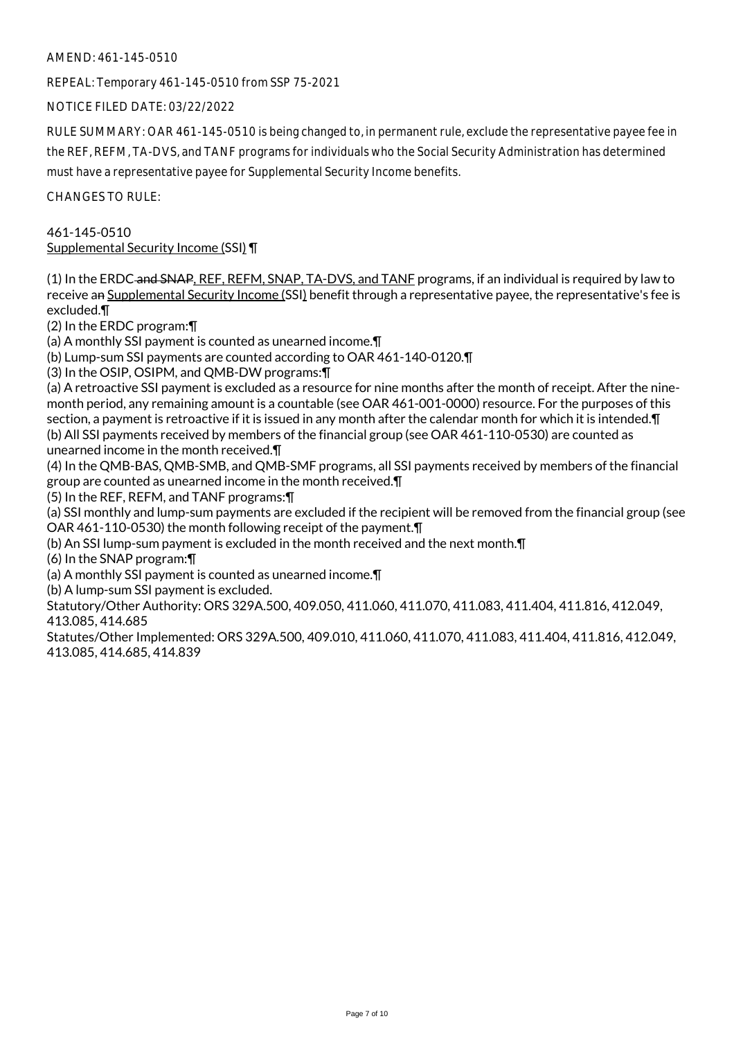AMEND: 461-145-0510

REPEAL: Temporary 461-145-0510 from SSP 75-2021

NOTICE FILED DATE: 03/22/2022

RULE SUMMARY: OAR 461-145-0510 is being changed to, in permanent rule, exclude the representative payee fee in the REF, REFM, TA-DVS, and TANF programs for individuals who the Social Security Administration has determined must have a representative payee for Supplemental Security Income benefits.

CHANGES TO RULE:

461-145-0510
Supplemental Security Income (SSI) ¶

(1) In the ERDC ~~and SNAP~~, REF, REFM, SNAP, TA-DVS, and TANF programs, if an individual is required by law to receive a~~n~~ Supplemental Security Income (SSI) benefit through a representative payee, the representative's fee is excluded.¶
(2) In the ERDC program:¶
(a) A monthly SSI payment is counted as unearned income.¶
(b) Lump-sum SSI payments are counted according to OAR 461-140-0120.¶
(3) In the OSIP, OSIPM, and QMB-DW programs:¶
(a) A retroactive SSI payment is excluded as a resource for nine months after the month of receipt. After the nine-month period, any remaining amount is a countable (see OAR 461-001-0000) resource. For the purposes of this section, a payment is retroactive if it is issued in any month after the calendar month for which it is intended.¶
(b) All SSI payments received by members of the financial group (see OAR 461-110-0530) are counted as unearned income in the month received.¶
(4) In the QMB-BAS, QMB-SMB, and QMB-SMF programs, all SSI payments received by members of the financial group are counted as unearned income in the month received.¶
(5) In the REF, REFM, and TANF programs:¶
(a) SSI monthly and lump-sum payments are excluded if the recipient will be removed from the financial group (see OAR 461-110-0530) the month following receipt of the payment.¶
(b) An SSI lump-sum payment is excluded in the month received and the next month.¶
(6) In the SNAP program:¶
(a) A monthly SSI payment is counted as unearned income.¶
(b) A lump-sum SSI payment is excluded.

Statutory/Other Authority: ORS 329A.500, 409.050, 411.060, 411.070, 411.083, 411.404, 411.816, 412.049, 413.085, 414.685

Statutes/Other Implemented: ORS 329A.500, 409.010, 411.060, 411.070, 411.083, 411.404, 411.816, 412.049, 413.085, 414.685, 414.839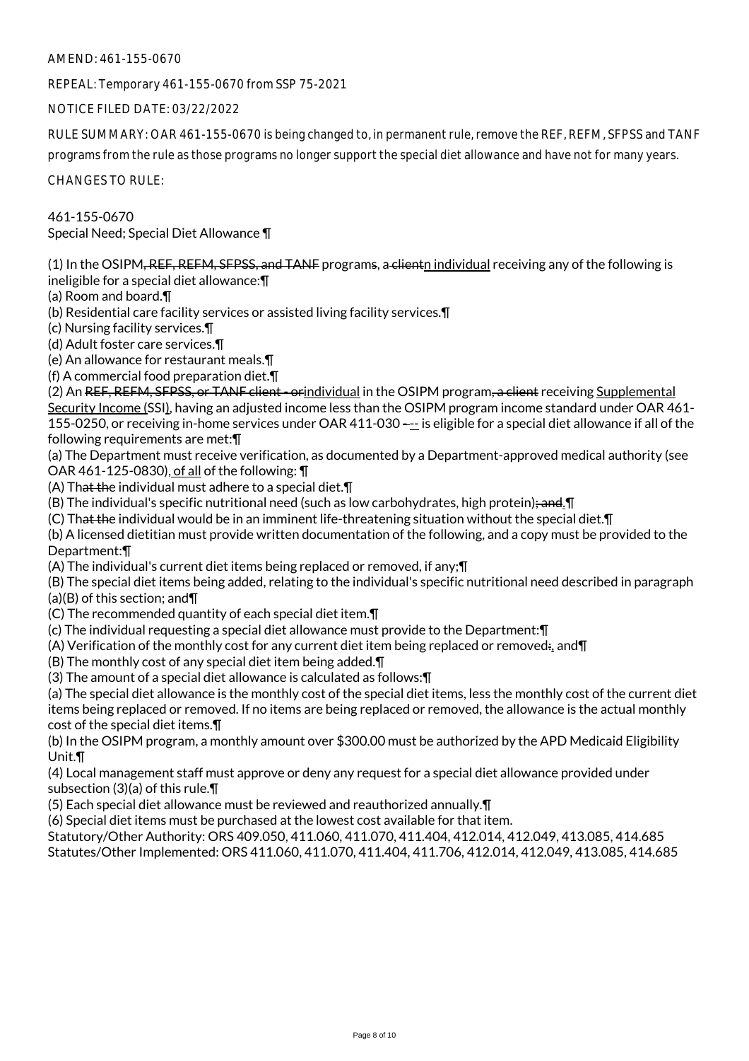AMEND: 461-155-0670

REPEAL: Temporary 461-155-0670 from SSP 75-2021

NOTICE FILED DATE: 03/22/2022

RULE SUMMARY: OAR 461-155-0670 is being changed to, in permanent rule, remove the REF, REFM, SFPSS and TANF programs from the rule as those programs no longer support the special diet allowance and have not for many years.

CHANGES TO RULE:

461-155-0670
Special Need; Special Diet Allowance ¶

(1) In the OSIPM~~, REF, REFM, SFPSS, and TANF~~ program~~s~~, a~~ client~~n individual receiving any of the following is ineligible for a special diet allowance:¶
(a) Room and board.¶
(b) Residential care facility services or assisted living facility services.¶
(c) Nursing facility services.¶
(d) Adult foster care services.¶
(e) An allowance for restaurant meals.¶
(f) A commercial food preparation diet.¶
(2) An ~~REF, REFM, SFPSS, or TANF client - or~~individual in the OSIPM program~~, a client~~ receiving Supplemental Security Income (SSI), having an adjusted income less than the OSIPM program income standard under OAR 461-155-0250, or receiving in-home services under OAR 411-030 ~~-~~-- is eligible for a special diet allowance if all of the following requirements are met:¶
(a) The Department must receive verification, as documented by a Department-approved medical authority (see OAR 461-125-0830), of all of the following: ¶
(A) Th~~at the~~e individual must adhere to a special diet.¶
(B) The individual's specific nutritional need (such as low carbohydrates, high protein)~~; and~~.¶
(C) Th~~at the~~e individual would be in an imminent life-threatening situation without the special diet.¶
(b) A licensed dietitian must provide written documentation of the following, and a copy must be provided to the Department:¶
(A) The individual's current diet items being replaced or removed, if any;¶
(B) The special diet items being added, relating to the individual's specific nutritional need described in paragraph (a)(B) of this section; and¶
(C) The recommended quantity of each special diet item.¶
(c) The individual requesting a special diet allowance must provide to the Department:¶
(A) Verification of the monthly cost for any current diet item being replaced or removed~~:~~, and¶
(B) The monthly cost of any special diet item being added.¶
(3) The amount of a special diet allowance is calculated as follows:¶
(a) The special diet allowance is the monthly cost of the special diet items, less the monthly cost of the current diet items being replaced or removed. If no items are being replaced or removed, the allowance is the actual monthly cost of the special diet items.¶
(b) In the OSIPM program, a monthly amount over $300.00 must be authorized by the APD Medicaid Eligibility Unit.¶
(4) Local management staff must approve or deny any request for a special diet allowance provided under subsection (3)(a) of this rule.¶
(5) Each special diet allowance must be reviewed and reauthorized annually.¶
(6) Special diet items must be purchased at the lowest cost available for that item.
Statutory/Other Authority: ORS 409.050, 411.060, 411.070, 411.404, 412.014, 412.049, 413.085, 414.685
Statutes/Other Implemented: ORS 411.060, 411.070, 411.404, 411.706, 412.014, 412.049, 413.085, 414.685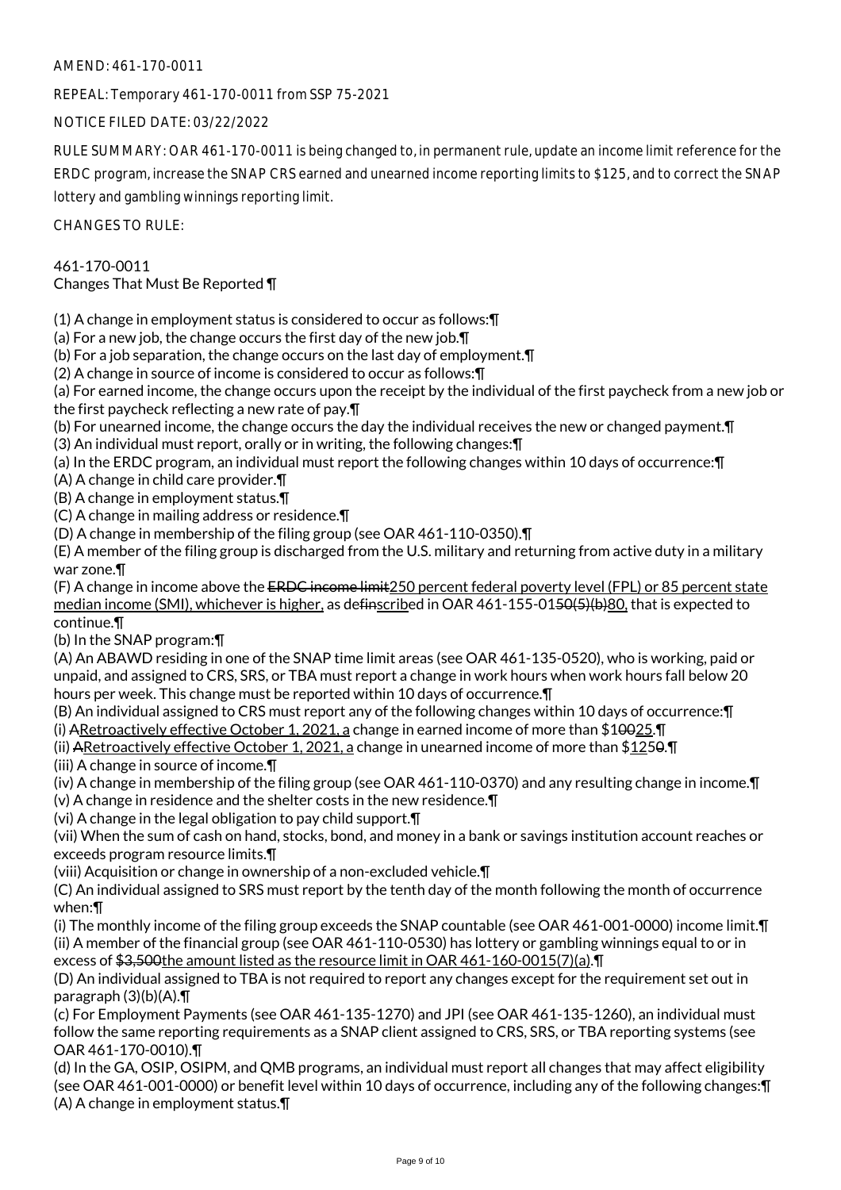AMEND: 461-170-0011

REPEAL: Temporary 461-170-0011 from SSP 75-2021

NOTICE FILED DATE: 03/22/2022

RULE SUMMARY: OAR 461-170-0011 is being changed to, in permanent rule, update an income limit reference for the ERDC program, increase the SNAP CRS earned and unearned income reporting limits to $125, and to correct the SNAP lottery and gambling winnings reporting limit.

CHANGES TO RULE:

461-170-0011
Changes That Must Be Reported ¶

(1) A change in employment status is considered to occur as follows:¶
(a) For a new job, the change occurs the first day of the new job.¶
(b) For a job separation, the change occurs on the last day of employment.¶
(2) A change in source of income is considered to occur as follows:¶
(a) For earned income, the change occurs upon the receipt by the individual of the first paycheck from a new job or the first paycheck reflecting a new rate of pay.¶
(b) For unearned income, the change occurs the day the individual receives the new or changed payment.¶
(3) An individual must report, orally or in writing, the following changes:¶
(a) In the ERDC program, an individual must report the following changes within 10 days of occurrence:¶
(A) A change in child care provider.¶
(B) A change in employment status.¶
(C) A change in mailing address or residence.¶
(D) A change in membership of the filing group (see OAR 461-110-0350).¶
(E) A member of the filing group is discharged from the U.S. military and returning from active duty in a military war zone.¶
(F) A change in income above the ~~ERDC income limit~~250 percent federal poverty level (FPL) or 85 percent state median income (SMI), whichever is higher, as de~~fin~~scribed in OAR 461-155-01~~50(5)(b)~~80, that is expected to continue.¶
(b) In the SNAP program:¶
(A) An ABAWD residing in one of the SNAP time limit areas (see OAR 461-135-0520), who is working, paid or unpaid, and assigned to CRS, SRS, or TBA must report a change in work hours when work hours fall below 20 hours per week. This change must be reported within 10 days of occurrence.¶
(B) An individual assigned to CRS must report any of the following changes within 10 days of occurrence:¶
(i) ~~A~~Retroactively effective October 1, 2021, a change in earned income of more than $1~~00~~25.¶
(ii) ~~A~~Retroactively effective October 1, 2021, a change in unearned income of more than $125~~0~~.¶
(iii) A change in source of income.¶
(iv) A change in membership of the filing group (see OAR 461-110-0370) and any resulting change in income.¶
(v) A change in residence and the shelter costs in the new residence.¶
(vi) A change in the legal obligation to pay child support.¶
(vii) When the sum of cash on hand, stocks, bond, and money in a bank or savings institution account reaches or exceeds program resource limits.¶
(viii) Acquisition or change in ownership of a non-excluded vehicle.¶
(C) An individual assigned to SRS must report by the tenth day of the month following the month of occurrence when:¶
(i) The monthly income of the filing group exceeds the SNAP countable (see OAR 461-001-0000) income limit.¶
(ii) A member of the financial group (see OAR 461-110-0530) has lottery or gambling winnings equal to or in excess of ~~$3,500~~the amount listed as the resource limit in OAR 461-160-0015(7)(a).¶
(D) An individual assigned to TBA is not required to report any changes except for the requirement set out in paragraph (3)(b)(A).¶
(c) For Employment Payments (see OAR 461-135-1270) and JPI (see OAR 461-135-1260), an individual must follow the same reporting requirements as a SNAP client assigned to CRS, SRS, or TBA reporting systems (see OAR 461-170-0010).¶
(d) In the GA, OSIP, OSIPM, and QMB programs, an individual must report all changes that may affect eligibility (see OAR 461-001-0000) or benefit level within 10 days of occurrence, including any of the following changes:¶
(A) A change in employment status.¶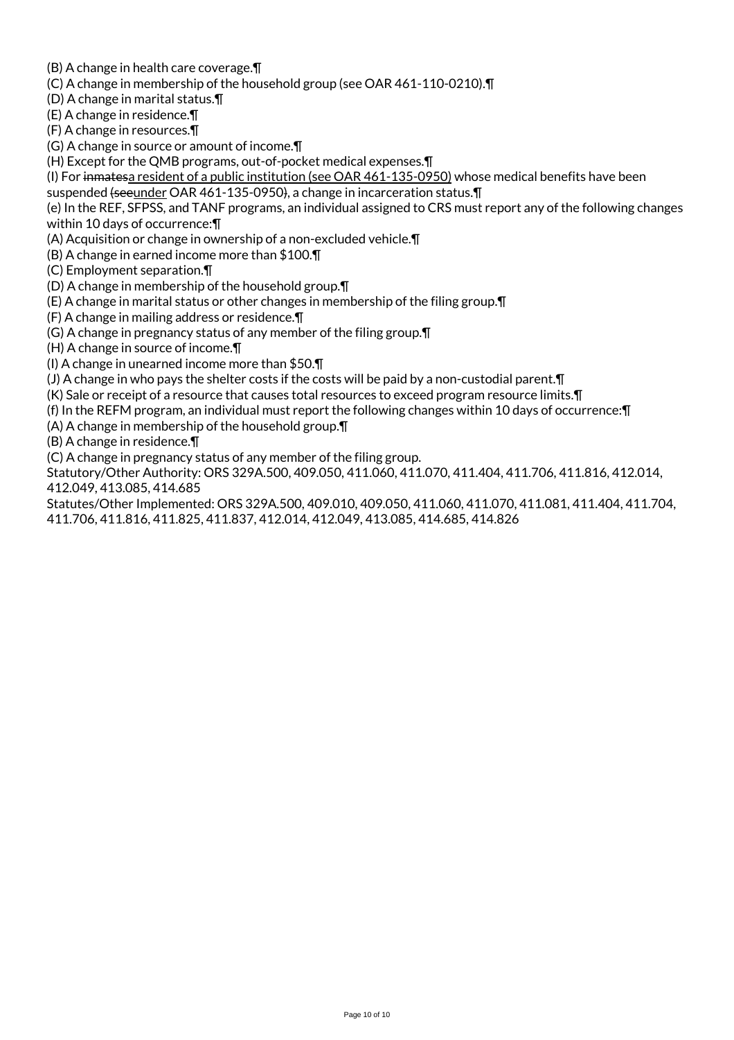(B) A change in health care coverage.¶

(C) A change in membership of the household group (see OAR 461-110-0210).¶

(D) A change in marital status.¶

(E) A change in residence.¶

(F) A change in resources.¶

(G) A change in source or amount of income.¶

(H) Except for the QMB programs, out-of-pocket medical expenses.¶

(I) For ~~inmates~~<u>a resident of a public institution (see OAR 461-135-0950)</u> whose medical benefits have been suspended ~~(see~~<u>under</u> OAR 461-135-0950~~)~~, a change in incarceration status.¶

(e) In the REF, SFPSS, and TANF programs, an individual assigned to CRS must report any of the following changes within 10 days of occurrence:¶

(A) Acquisition or change in ownership of a non-excluded vehicle.¶

(B) A change in earned income more than $100.¶

(C) Employment separation.¶

(D) A change in membership of the household group.¶

(E) A change in marital status or other changes in membership of the filing group.¶

(F) A change in mailing address or residence.¶

(G) A change in pregnancy status of any member of the filing group.¶

(H) A change in source of income.¶

(I) A change in unearned income more than $50.¶

(J) A change in who pays the shelter costs if the costs will be paid by a non-custodial parent.¶

(K) Sale or receipt of a resource that causes total resources to exceed program resource limits.¶

(f) In the REFM program, an individual must report the following changes within 10 days of occurrence:¶

(A) A change in membership of the household group.¶

(B) A change in residence.¶

(C) A change in pregnancy status of any member of the filing group.

Statutory/Other Authority: ORS 329A.500, 409.050, 411.060, 411.070, 411.404, 411.706, 411.816, 412.014, 412.049, 413.085, 414.685

Statutes/Other Implemented: ORS 329A.500, 409.010, 409.050, 411.060, 411.070, 411.081, 411.404, 411.704, 411.706, 411.816, 411.825, 411.837, 412.014, 412.049, 413.085, 414.685, 414.826